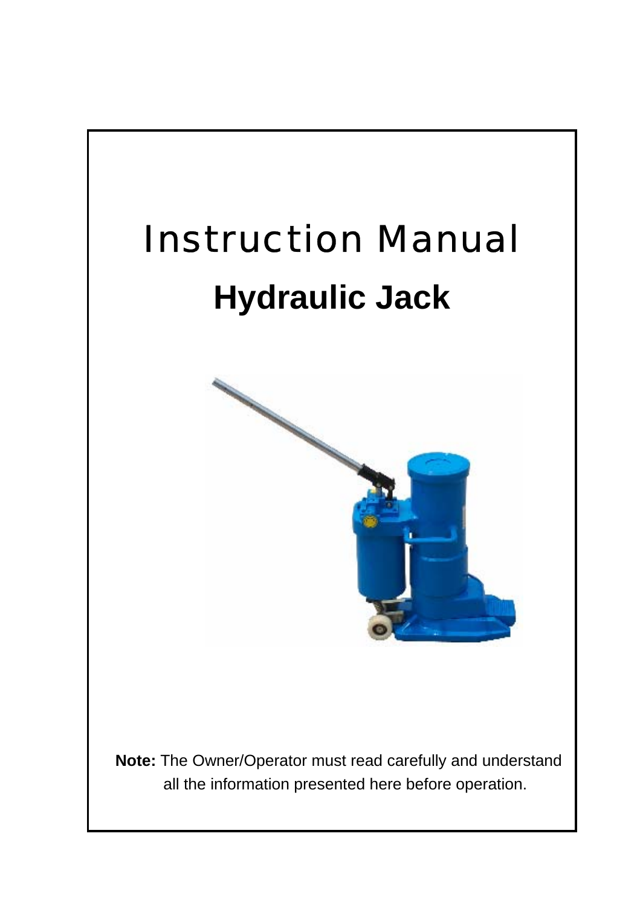# Instruction Manual

## Hydraulic Jack

**Note:** The Owner/Operator must read carefully and understand all the information presented here before operation.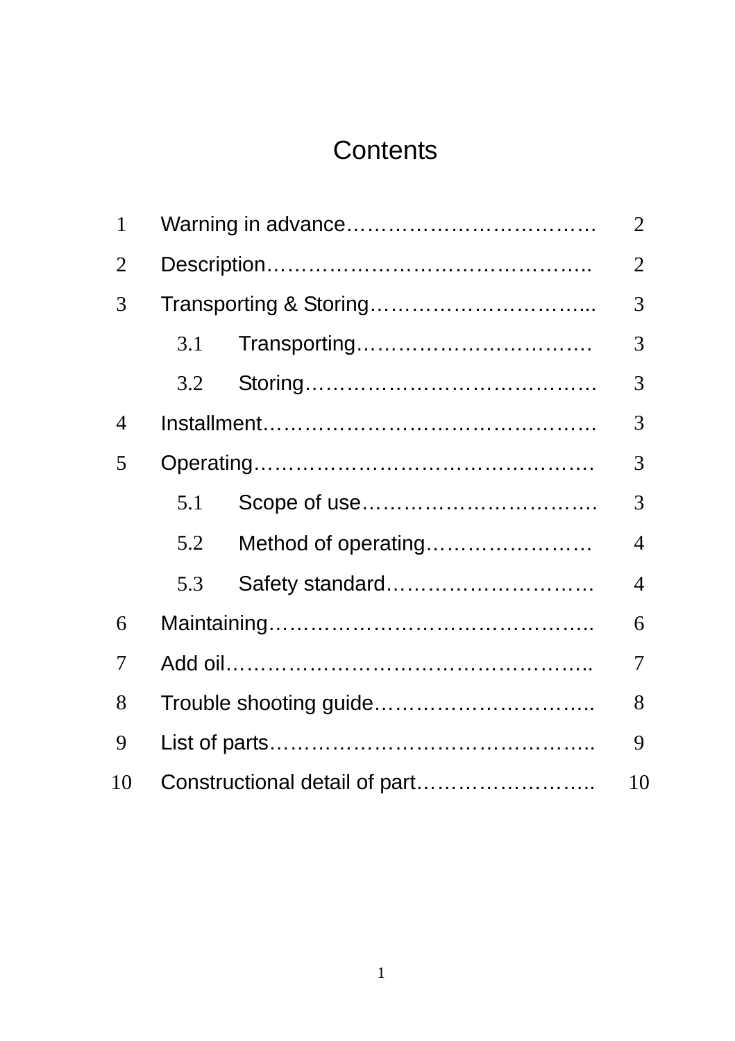# Contents

| | | |
|---|---|---|
| 1 | Warning in advance……………………………… | 2 |
| 2 | Description……………………………………….. | 2 |
| 3 | Transporting & Storing…………………………... | 3 |
| | 3.1 Transporting……………………………. | 3 |
| | 3.2 Storing…………………………………. | 3 |
| 4 | Installment………………………………………. | 3 |
| 5 | Operating………………………………………… | 3 |
| | 5.1 Scope of use……………………………. | 3 |
| | 5.2 Method of operating…………………… | 4 |
| | 5.3 Safety standard………………………… | 4 |
| 6 | Maintaining………………………………………. | 6 |
| 7 | Add oil……………………………………………. | 7 |
| 8 | Trouble shooting guide………………………….. | 8 |
| 9 | List of parts………………………………………. | 9 |
| 10 | Constructional detail of part…………………….. | 10 |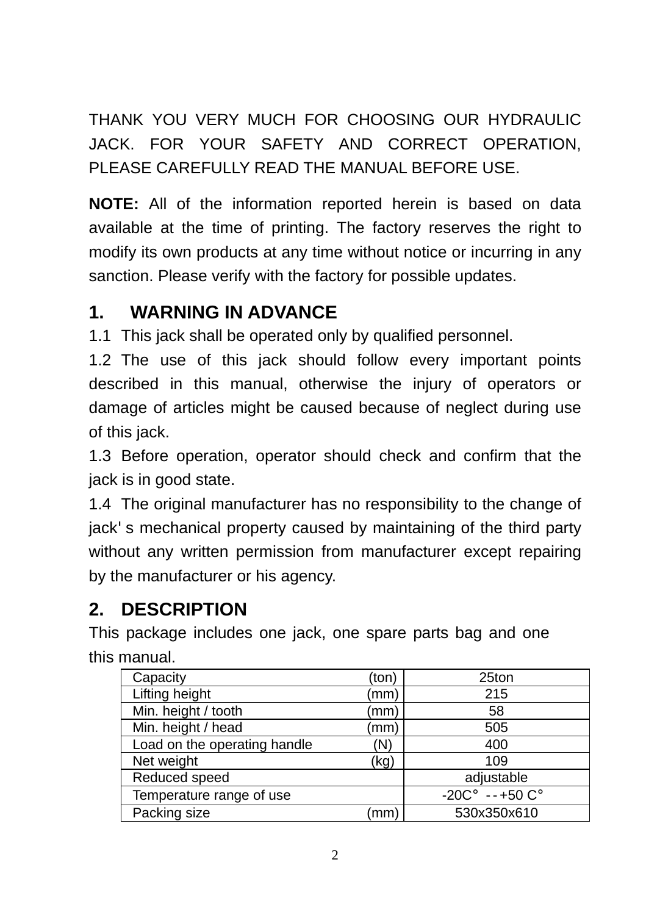THANK YOU VERY MUCH FOR CHOOSING OUR HYDRAULIC JACK. FOR YOUR SAFETY AND CORRECT OPERATION, PLEASE CAREFULLY READ THE MANUAL BEFORE USE.

**NOTE:** All of the information reported herein is based on data available at the time of printing. The factory reserves the right to modify its own products at any time without notice or incurring in any sanction. Please verify with the factory for possible updates.

## 1. WARNING IN ADVANCE

1.1 This jack shall be operated only by qualified personnel.

1.2 The use of this jack should follow every important points described in this manual, otherwise the injury of operators or damage of articles might be caused because of neglect during use of this jack.

1.3 Before operation, operator should check and confirm that the jack is in good state.

1.4 The original manufacturer has no responsibility to the change of jack' s mechanical property caused by maintaining of the third party without any written permission from manufacturer except repairing by the manufacturer or his agency.

## 2. DESCRIPTION

This package includes one jack, one spare parts bag and one this manual.

| | | |
|---|---|---|
| Capacity | (ton) | 25ton |
| Lifting height | (mm) | 215 |
| Min. height / tooth | (mm) | 58 |
| Min. height / head | (mm) | 505 |
| Load on the operating handle | (N) | 400 |
| Net weight | (kg) | 109 |
| Reduced speed | | adjustable |
| Temperature range of use | | -20C° --+50 C° |
| Packing size | (mm) | 530x350x610 |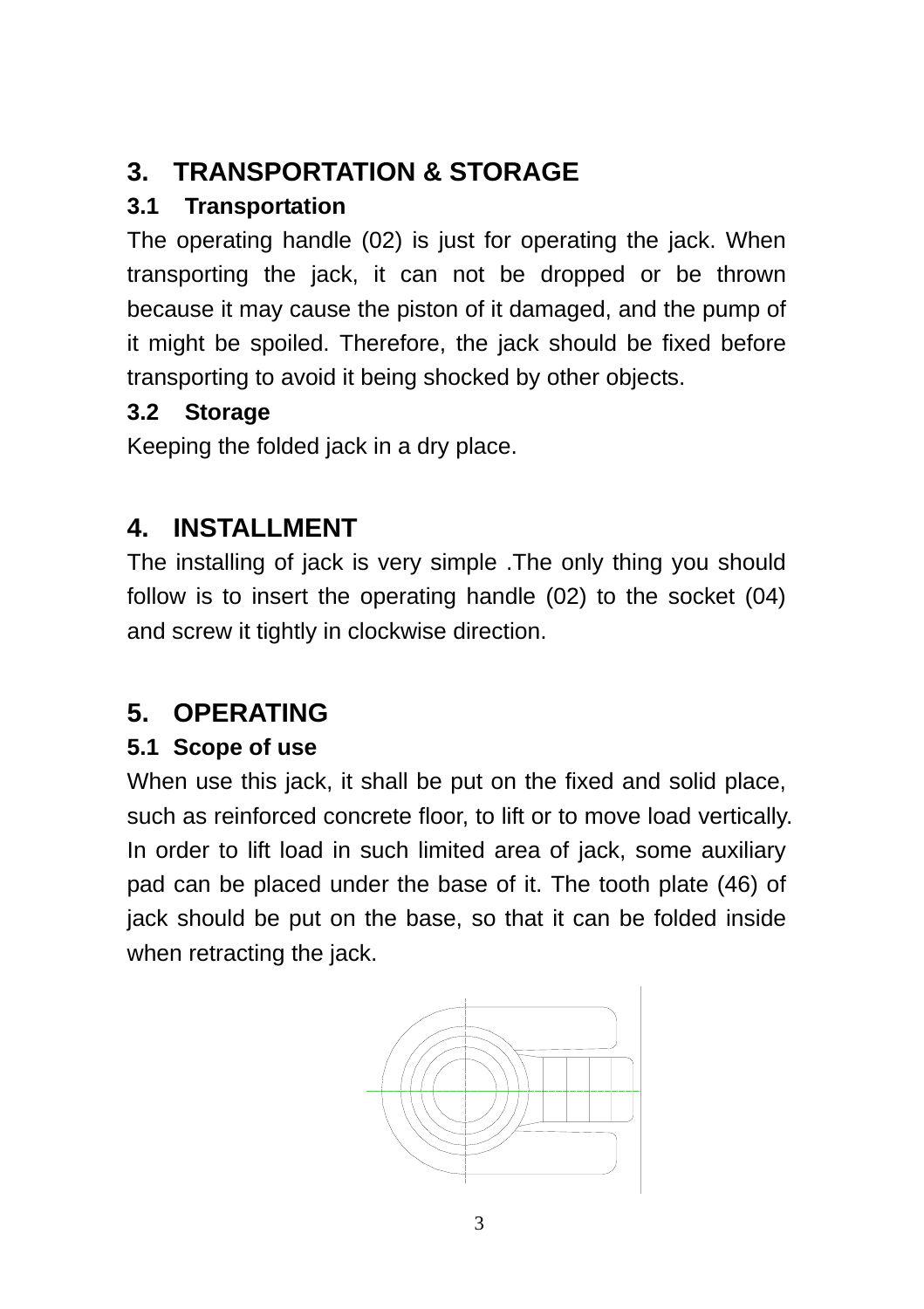# 3. TRANSPORTATION & STORAGE

## 3.1 Transportation

The operating handle (02) is just for operating the jack. When transporting the jack, it can not be dropped or be thrown because it may cause the piston of it damaged, and the pump of it might be spoiled. Therefore, the jack should be fixed before transporting to avoid it being shocked by other objects.

## 3.2 Storage

Keeping the folded jack in a dry place.

# 4. INSTALLMENT

The installing of jack is very simple .The only thing you should follow is to insert the operating handle (02) to the socket (04) and screw it tightly in clockwise direction.

# 5. OPERATING

## 5.1 Scope of use

When use this jack, it shall be put on the fixed and solid place, such as reinforced concrete floor, to lift or to move load vertically. In order to lift load in such limited area of jack, some auxiliary pad can be placed under the base of it. The tooth plate (46) of jack should be put on the base, so that it can be folded inside when retracting the jack.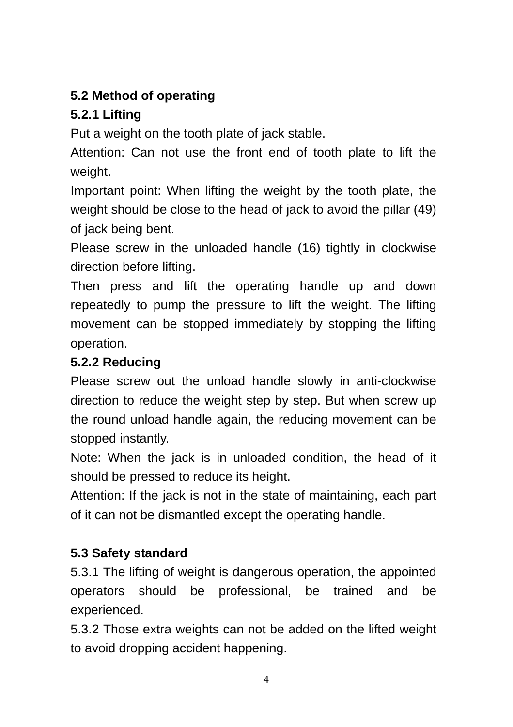## 5.2 Method of operating

### 5.2.1 Lifting

Put a weight on the tooth plate of jack stable.

Attention: Can not use the front end of tooth plate to lift the weight.

Important point: When lifting the weight by the tooth plate, the weight should be close to the head of jack to avoid the pillar (49) of jack being bent.

Please screw in the unloaded handle (16) tightly in clockwise direction before lifting.

Then press and lift the operating handle up and down repeatedly to pump the pressure to lift the weight. The lifting movement can be stopped immediately by stopping the lifting operation.

### 5.2.2 Reducing

Please screw out the unload handle slowly in anti-clockwise direction to reduce the weight step by step. But when screw up the round unload handle again, the reducing movement can be stopped instantly.

Note: When the jack is in unloaded condition, the head of it should be pressed to reduce its height.

Attention: If the jack is not in the state of maintaining, each part of it can not be dismantled except the operating handle.

## 5.3 Safety standard

5.3.1 The lifting of weight is dangerous operation, the appointed operators should be professional, be trained and be experienced.

5.3.2 Those extra weights can not be added on the lifted weight to avoid dropping accident happening.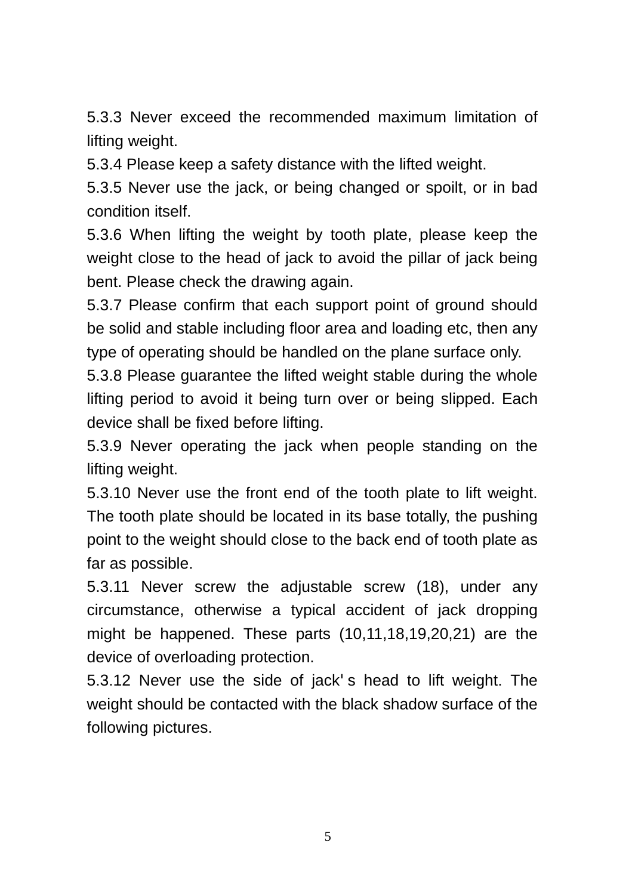5.3.3 Never exceed the recommended maximum limitation of lifting weight.

5.3.4 Please keep a safety distance with the lifted weight.

5.3.5 Never use the jack, or being changed or spoilt, or in bad condition itself.

5.3.6 When lifting the weight by tooth plate, please keep the weight close to the head of jack to avoid the pillar of jack being bent. Please check the drawing again.

5.3.7 Please confirm that each support point of ground should be solid and stable including floor area and loading etc, then any type of operating should be handled on the plane surface only.

5.3.8 Please guarantee the lifted weight stable during the whole lifting period to avoid it being turn over or being slipped. Each device shall be fixed before lifting.

5.3.9 Never operating the jack when people standing on the lifting weight.

5.3.10 Never use the front end of the tooth plate to lift weight. The tooth plate should be located in its base totally, the pushing point to the weight should close to the back end of tooth plate as far as possible.

5.3.11 Never screw the adjustable screw (18), under any circumstance, otherwise a typical accident of jack dropping might be happened. These parts (10,11,18,19,20,21) are the device of overloading protection.

5.3.12 Never use the side of jack' s head to lift weight. The weight should be contacted with the black shadow surface of the following pictures.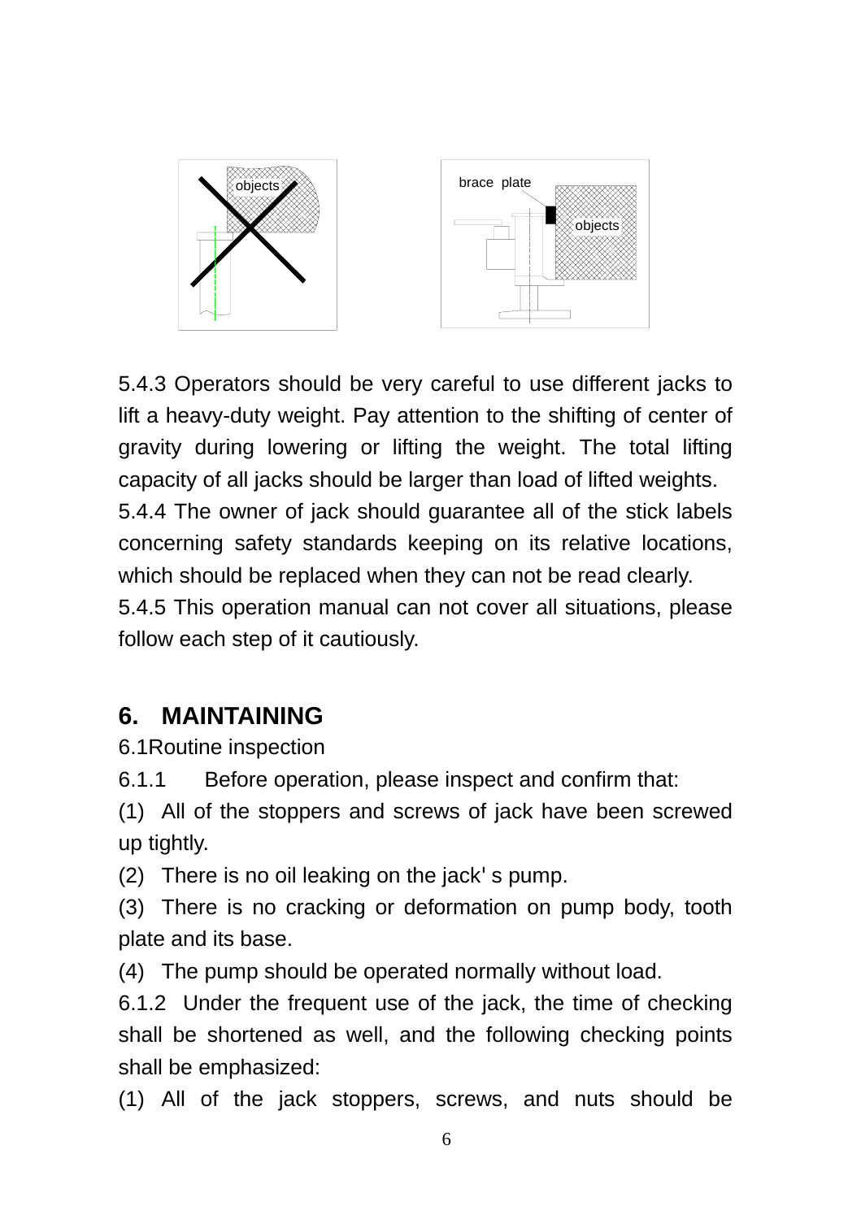5.4.3 Operators should be very careful to use different jacks to lift a heavy-duty weight. Pay attention to the shifting of center of gravity during lowering or lifting the weight. The total lifting capacity of all jacks should be larger than load of lifted weights.

5.4.4 The owner of jack should guarantee all of the stick labels concerning safety standards keeping on its relative locations, which should be replaced when they can not be read clearly.

5.4.5 This operation manual can not cover all situations, please follow each step of it cautiously.

## 6. MAINTAINING

6.1Routine inspection

6.1.1 Before operation, please inspect and confirm that:

(1) All of the stoppers and screws of jack have been screwed up tightly.

(2) There is no oil leaking on the jack' s pump.

(3) There is no cracking or deformation on pump body, tooth plate and its base.

(4) The pump should be operated normally without load.

6.1.2 Under the frequent use of the jack, the time of checking shall be shortened as well, and the following checking points shall be emphasized:

(1) All of the jack stoppers, screws, and nuts should be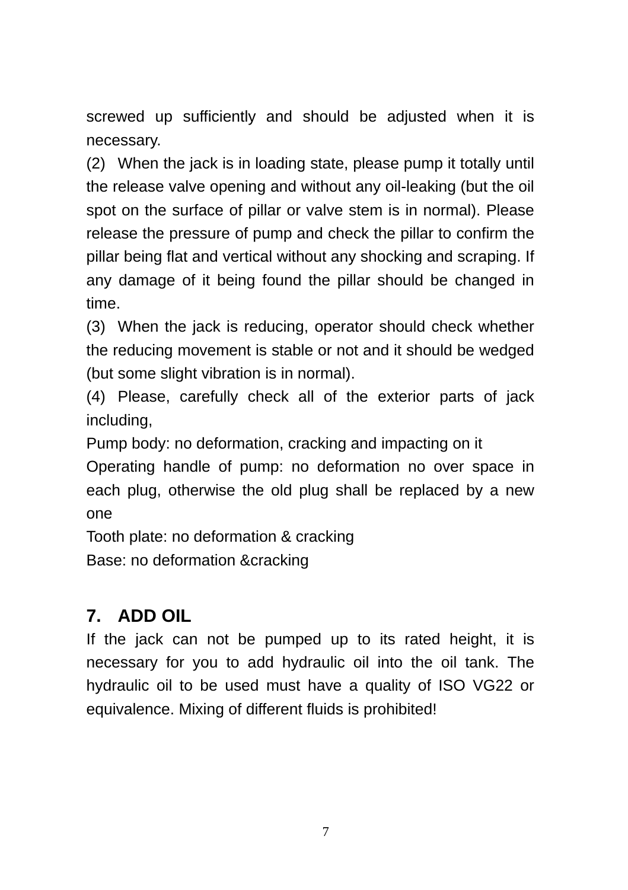screwed up sufficiently and should be adjusted when it is necessary.

(2) When the jack is in loading state, please pump it totally until the release valve opening and without any oil-leaking (but the oil spot on the surface of pillar or valve stem is in normal). Please release the pressure of pump and check the pillar to confirm the pillar being flat and vertical without any shocking and scraping. If any damage of it being found the pillar should be changed in time.

(3) When the jack is reducing, operator should check whether the reducing movement is stable or not and it should be wedged (but some slight vibration is in normal).

(4) Please, carefully check all of the exterior parts of jack including,

Pump body: no deformation, cracking and impacting on it

Operating handle of pump: no deformation no over space in each plug, otherwise the old plug shall be replaced by a new one

Tooth plate: no deformation & cracking

Base: no deformation &cracking

## 7. ADD OIL

If the jack can not be pumped up to its rated height, it is necessary for you to add hydraulic oil into the oil tank. The hydraulic oil to be used must have a quality of ISO VG22 or equivalence. Mixing of different fluids is prohibited!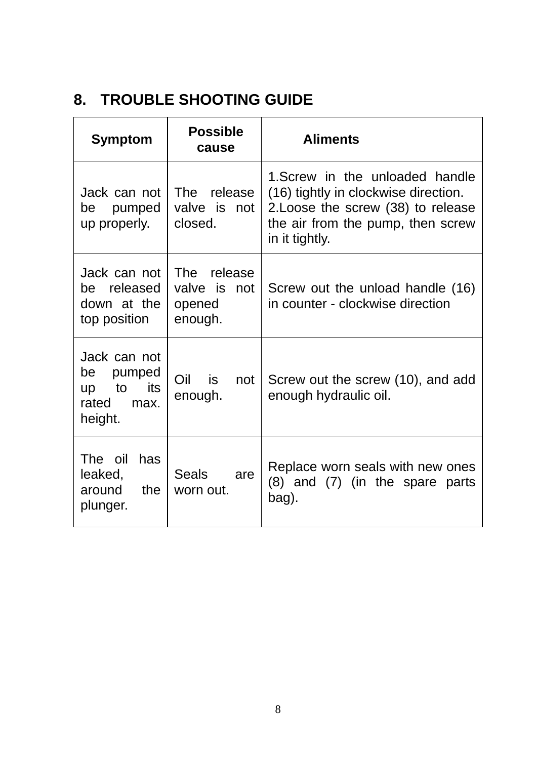## 8. TROUBLE SHOOTING GUIDE

| Symptom | Possible cause | Aliments |
|---|---|---|
| Jack can not be pumped up properly. | The release valve is not closed. | 1.Screw in the unloaded handle (16) tightly in clockwise direction.<br>2.Loose the screw (38) to release the air from the pump, then screw in it tightly. |
| Jack can not be released down at the top position | The release valve is not opened enough. | Screw out the unload handle (16) in counter - clockwise direction |
| Jack can not be pumped up to its rated max. height. | Oil is not enough. | Screw out the screw (10), and add enough hydraulic oil. |
| The oil has leaked, around the plunger. | Seals are worn out. | Replace worn seals with new ones (8) and (7) (in the spare parts bag). |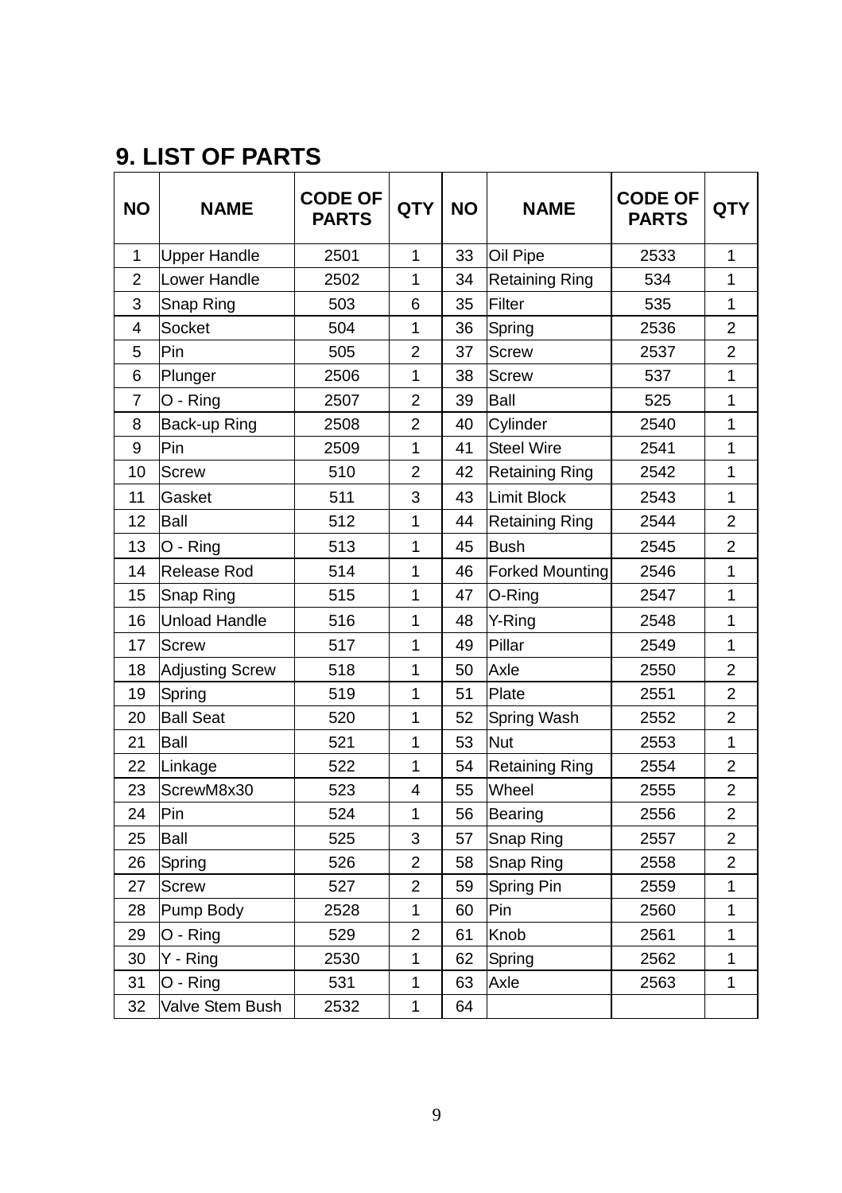## 9. LIST OF PARTS

| NO | NAME | CODE OF PARTS | QTY | NO | NAME | CODE OF PARTS | QTY |
|---|---|---|---|---|---|---|---|
| 1 | Upper Handle | 2501 | 1 | 33 | Oil Pipe | 2533 | 1 |
| 2 | Lower Handle | 2502 | 1 | 34 | Retaining Ring | 534 | 1 |
| 3 | Snap Ring | 503 | 6 | 35 | Filter | 535 | 1 |
| 4 | Socket | 504 | 1 | 36 | Spring | 2536 | 2 |
| 5 | Pin | 505 | 2 | 37 | Screw | 2537 | 2 |
| 6 | Plunger | 2506 | 1 | 38 | Screw | 537 | 1 |
| 7 | O - Ring | 2507 | 2 | 39 | Ball | 525 | 1 |
| 8 | Back-up Ring | 2508 | 2 | 40 | Cylinder | 2540 | 1 |
| 9 | Pin | 2509 | 1 | 41 | Steel Wire | 2541 | 1 |
| 10 | Screw | 510 | 2 | 42 | Retaining Ring | 2542 | 1 |
| 11 | Gasket | 511 | 3 | 43 | Limit Block | 2543 | 1 |
| 12 | Ball | 512 | 1 | 44 | Retaining Ring | 2544 | 2 |
| 13 | O - Ring | 513 | 1 | 45 | Bush | 2545 | 2 |
| 14 | Release Rod | 514 | 1 | 46 | Forked Mounting | 2546 | 1 |
| 15 | Snap Ring | 515 | 1 | 47 | O-Ring | 2547 | 1 |
| 16 | Unload Handle | 516 | 1 | 48 | Y-Ring | 2548 | 1 |
| 17 | Screw | 517 | 1 | 49 | Pillar | 2549 | 1 |
| 18 | Adjusting Screw | 518 | 1 | 50 | Axle | 2550 | 2 |
| 19 | Spring | 519 | 1 | 51 | Plate | 2551 | 2 |
| 20 | Ball Seat | 520 | 1 | 52 | Spring Wash | 2552 | 2 |
| 21 | Ball | 521 | 1 | 53 | Nut | 2553 | 1 |
| 22 | Linkage | 522 | 1 | 54 | Retaining Ring | 2554 | 2 |
| 23 | ScrewM8x30 | 523 | 4 | 55 | Wheel | 2555 | 2 |
| 24 | Pin | 524 | 1 | 56 | Bearing | 2556 | 2 |
| 25 | Ball | 525 | 3 | 57 | Snap Ring | 2557 | 2 |
| 26 | Spring | 526 | 2 | 58 | Snap Ring | 2558 | 2 |
| 27 | Screw | 527 | 2 | 59 | Spring Pin | 2559 | 1 |
| 28 | Pump Body | 2528 | 1 | 60 | Pin | 2560 | 1 |
| 29 | O - Ring | 529 | 2 | 61 | Knob | 2561 | 1 |
| 30 | Y - Ring | 2530 | 1 | 62 | Spring | 2562 | 1 |
| 31 | O - Ring | 531 | 1 | 63 | Axle | 2563 | 1 |
| 32 | Valve Stem Bush | 2532 | 1 | 64 | | | |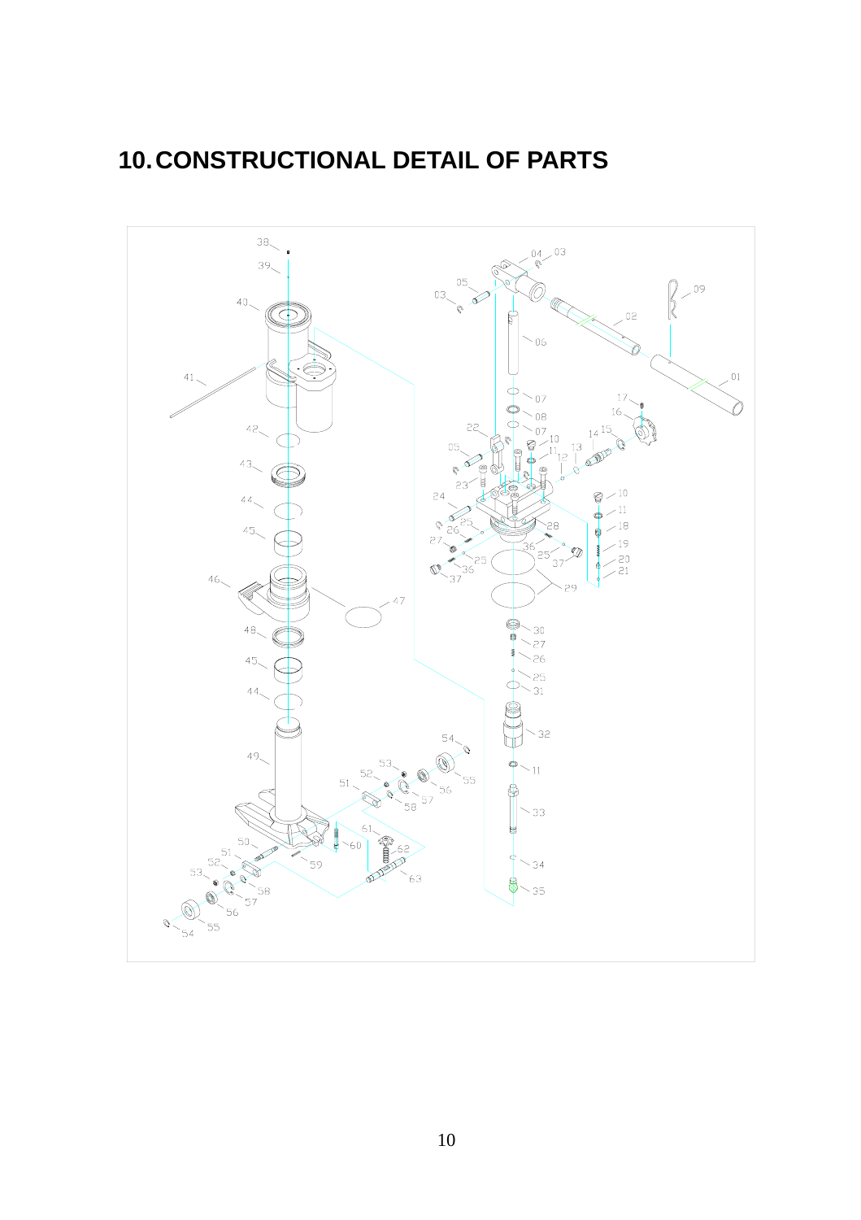# 10. CONSTRUCTIONAL DETAIL OF PARTS